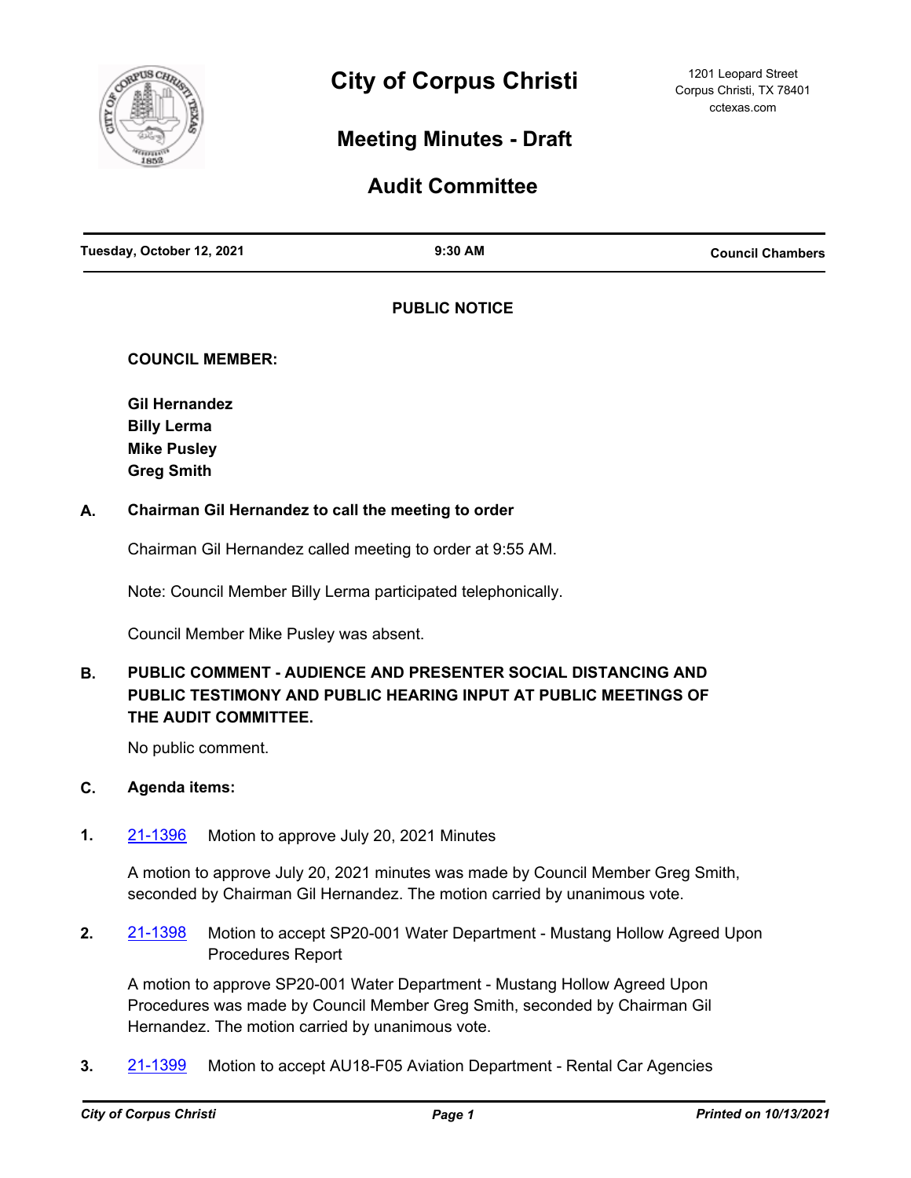# City of Corpus Christi

1201 Leopard Street
Corpus Christi, TX 78401
cctexas.com

## Meeting Minutes - Draft

## Audit Committee

**Tuesday, October 12, 2021** | **9:30 AM** | **Council Chambers**

**PUBLIC NOTICE**

**COUNCIL MEMBER:**

**Gil Hernandez**
**Billy Lerma**
**Mike Pusley**
**Greg Smith**

**A. Chairman Gil Hernandez to call the meeting to order**

Chairman Gil Hernandez called meeting to order at 9:55 AM.

Note: Council Member Billy Lerma participated telephonically.

Council Member Mike Pusley was absent.

**B. PUBLIC COMMENT - AUDIENCE AND PRESENTER SOCIAL DISTANCING AND PUBLIC TESTIMONY AND PUBLIC HEARING INPUT AT PUBLIC MEETINGS OF THE AUDIT COMMITTEE.**

No public comment.

**C. Agenda items:**

**1.** 21-1396 Motion to approve July 20, 2021 Minutes

A motion to approve July 20, 2021 minutes was made by Council Member Greg Smith, seconded by Chairman Gil Hernandez. The motion carried by unanimous vote.

**2.** 21-1398 Motion to accept SP20-001 Water Department - Mustang Hollow Agreed Upon Procedures Report

A motion to approve SP20-001 Water Department - Mustang Hollow Agreed Upon Procedures was made by Council Member Greg Smith, seconded by Chairman Gil Hernandez. The motion carried by unanimous vote.

**3.** 21-1399 Motion to accept AU18-F05 Aviation Department - Rental Car Agencies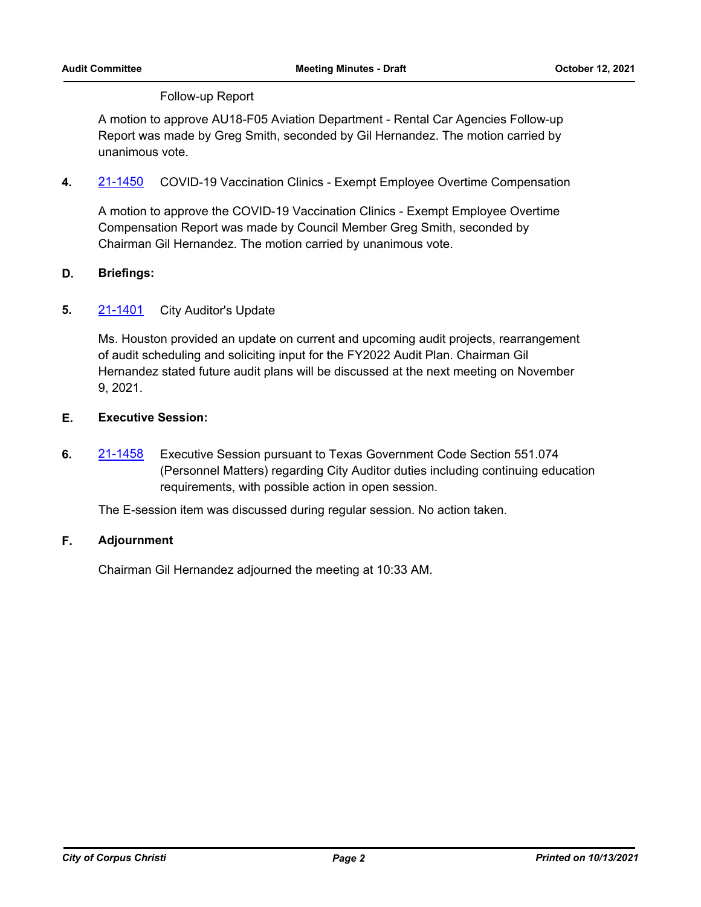Follow-up Report

A motion to approve AU18-F05 Aviation Department - Rental Car Agencies Follow-up Report was made by Greg Smith, seconded by Gil Hernandez. The motion carried by unanimous vote.

**4.** 21-1450 COVID-19 Vaccination Clinics - Exempt Employee Overtime Compensation

A motion to approve the COVID-19 Vaccination Clinics - Exempt Employee Overtime Compensation Report was made by Council Member Greg Smith, seconded by Chairman Gil Hernandez. The motion carried by unanimous vote.

## D. Briefings:

**5.** 21-1401 City Auditor's Update

Ms. Houston provided an update on current and upcoming audit projects, rearrangement of audit scheduling and soliciting input for the FY2022 Audit Plan. Chairman Gil Hernandez stated future audit plans will be discussed at the next meeting on November 9, 2021.

## E. Executive Session:

**6.** 21-1458 Executive Session pursuant to Texas Government Code Section 551.074 (Personnel Matters) regarding City Auditor duties including continuing education requirements, with possible action in open session.

The E-session item was discussed during regular session. No action taken.

## F. Adjournment

Chairman Gil Hernandez adjourned the meeting at 10:33 AM.